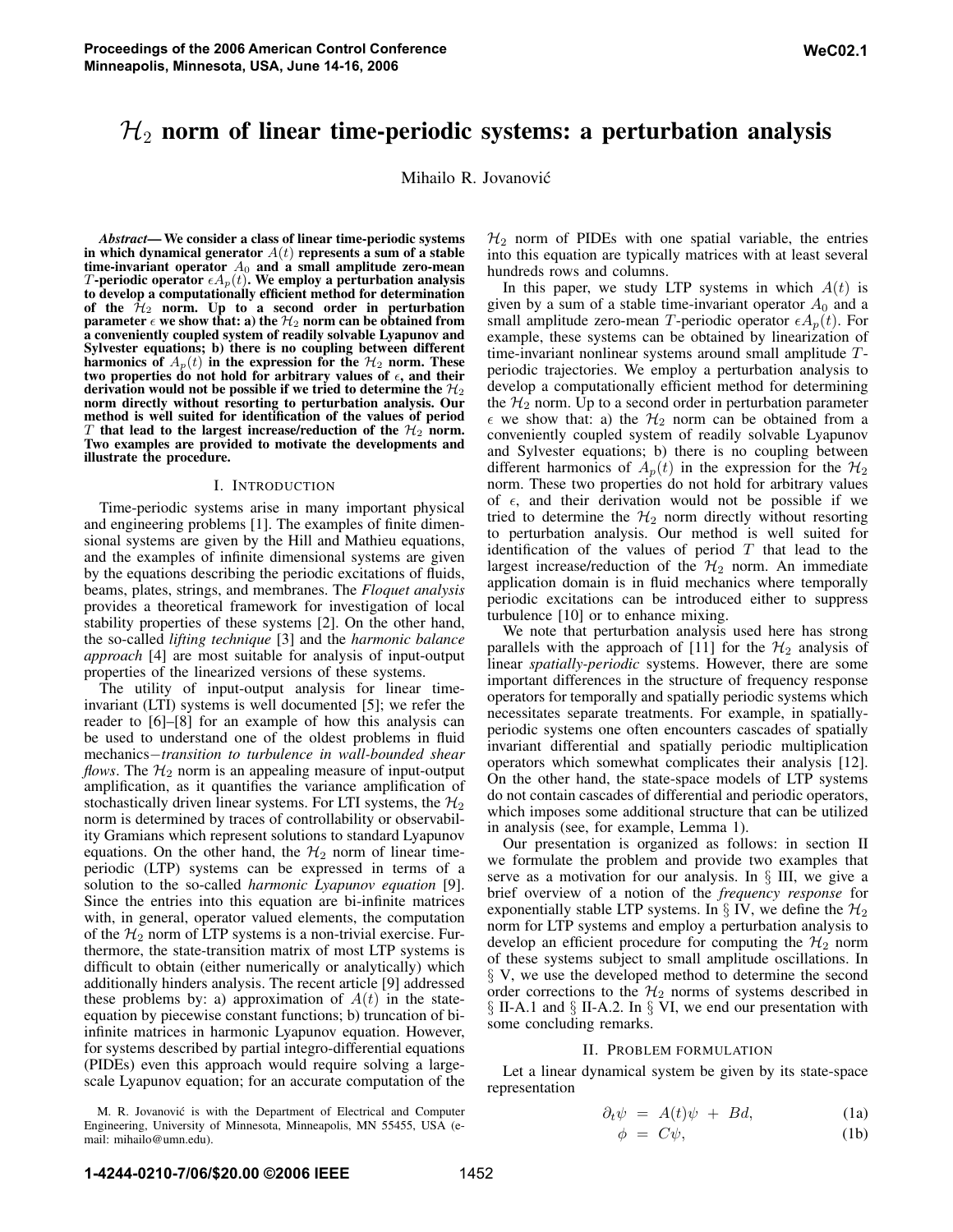# $\mathcal{H}_2$ norm of linear time-periodic systems: a perturbation analysis

Mihailo R. Jovanović

***Abstract*— We consider a class of linear time-periodic systems in which dynamical generator $A(t)$ represents a sum of a stable time-invariant operator $A_0$ and a small amplitude zero-mean $T$-periodic operator $\epsilon A_p(t)$. We employ a perturbation analysis to develop a computationally efficient method for determination of the $\mathcal{H}_2$ norm. Up to a second order in perturbation parameter $\epsilon$ we show that: a) the $\mathcal{H}_2$ norm can be obtained from a conveniently coupled system of readily solvable Lyapunov and Sylvester equations; b) there is no coupling between different harmonics of $A_p(t)$ in the expression for the $\mathcal{H}_2$ norm. These two properties do not hold for arbitrary values of $\epsilon$, and their derivation would not be possible if we tried to determine the $\mathcal{H}_2$ norm directly without resorting to perturbation analysis. Our method is well suited for identification of the values of period $T$ that lead to the largest increase/reduction of the $\mathcal{H}_2$ norm. Two examples are provided to motivate the developments and illustrate the procedure.**

## I. Introduction

Time-periodic systems arise in many important physical and engineering problems [1]. The examples of finite dimensional systems are given by the Hill and Mathieu equations, and the examples of infinite dimensional systems are given by the equations describing the periodic excitations of fluids, beams, plates, strings, and membranes. The *Floquet analysis* provides a theoretical framework for investigation of local stability properties of these systems [2]. On the other hand, the so-called *lifting technique* [3] and the *harmonic balance approach* [4] are most suitable for analysis of input-output properties of the linearized versions of these systems.

The utility of input-output analysis for linear time-invariant (LTI) systems is well documented [5]; we refer the reader to [6]–[8] for an example of how this analysis can be used to understand one of the oldest problems in fluid mechanics−*transition to turbulence in wall-bounded shear flows*. The $\mathcal{H}_2$ norm is an appealing measure of input-output amplification, as it quantifies the variance amplification of stochastically driven linear systems. For LTI systems, the $\mathcal{H}_2$ norm is determined by traces of controllability or observability Gramians which represent solutions to standard Lyapunov equations. On the other hand, the $\mathcal{H}_2$ norm of linear time-periodic (LTP) systems can be expressed in terms of a solution to the so-called *harmonic Lyapunov equation* [9]. Since the entries into this equation are bi-infinite matrices with, in general, operator valued elements, the computation of the $\mathcal{H}_2$ norm of LTP systems is a non-trivial exercise. Furthermore, the state-transition matrix of most LTP systems is difficult to obtain (either numerically or analytically) which additionally hinders analysis. The recent article [9] addressed these problems by: a) approximation of $A(t)$ in the state-equation by piecewise constant functions; b) truncation of bi-infinite matrices in harmonic Lyapunov equation. However, for systems described by partial integro-differential equations (PIDEs) even this approach would require solving a large-scale Lyapunov equation; for an accurate computation of the $\mathcal{H}_2$ norm of PIDEs with one spatial variable, the entries into this equation are typically matrices with at least several hundreds rows and columns.

In this paper, we study LTP systems in which $A(t)$ is given by a sum of a stable time-invariant operator $A_0$ and a small amplitude zero-mean $T$-periodic operator $\epsilon A_p(t)$. For example, these systems can be obtained by linearization of time-invariant nonlinear systems around small amplitude $T$-periodic trajectories. We employ a perturbation analysis to develop a computationally efficient method for determining the $\mathcal{H}_2$ norm. Up to a second order in perturbation parameter $\epsilon$ we show that: a) the $\mathcal{H}_2$ norm can be obtained from a conveniently coupled system of readily solvable Lyapunov and Sylvester equations; b) there is no coupling between different harmonics of $A_p(t)$ in the expression for the $\mathcal{H}_2$ norm. These two properties do not hold for arbitrary values of $\epsilon$, and their derivation would not be possible if we tried to determine the $\mathcal{H}_2$ norm directly without resorting to perturbation analysis. Our method is well suited for identification of the values of period $T$ that lead to the largest increase/reduction of the $\mathcal{H}_2$ norm. An immediate application domain is in fluid mechanics where temporally periodic excitations can be introduced either to suppress turbulence [10] or to enhance mixing.

We note that perturbation analysis used here has strong parallels with the approach of [11] for the $\mathcal{H}_2$ analysis of linear *spatially-periodic* systems. However, there are some important differences in the structure of frequency response operators for temporally and spatially periodic systems which necessitates separate treatments. For example, in spatially-periodic systems one often encounters cascades of spatially invariant differential and spatially periodic multiplication operators which somewhat complicates their analysis [12]. On the other hand, the state-space models of LTP systems do not contain cascades of differential and periodic operators, which imposes some additional structure that can be utilized in analysis (see, for example, Lemma 1).

Our presentation is organized as follows: in section II we formulate the problem and provide two examples that serve as a motivation for our analysis. In § III, we give a brief overview of a notion of the *frequency response* for exponentially stable LTP systems. In § IV, we define the $\mathcal{H}_2$ norm for LTP systems and employ a perturbation analysis to develop an efficient procedure for computing the $\mathcal{H}_2$ norm of these systems subject to small amplitude oscillations. In § V, we use the developed method to determine the second order corrections to the $\mathcal{H}_2$ norms of systems described in § II-A.1 and § II-A.2. In § VI, we end our presentation with some concluding remarks.

## II. Problem formulation

Let a linear dynamical system be given by its state-space representation

$$\partial_t \psi \;=\; A(t)\psi \;+\; Bd, \tag{1a}$$

$$\phi \;=\; C\psi, \tag{1b}$$

M. R. Jovanović is with the Department of Electrical and Computer Engineering, University of Minnesota, Minneapolis, MN 55455, USA (e-mail: mihailo@umn.edu).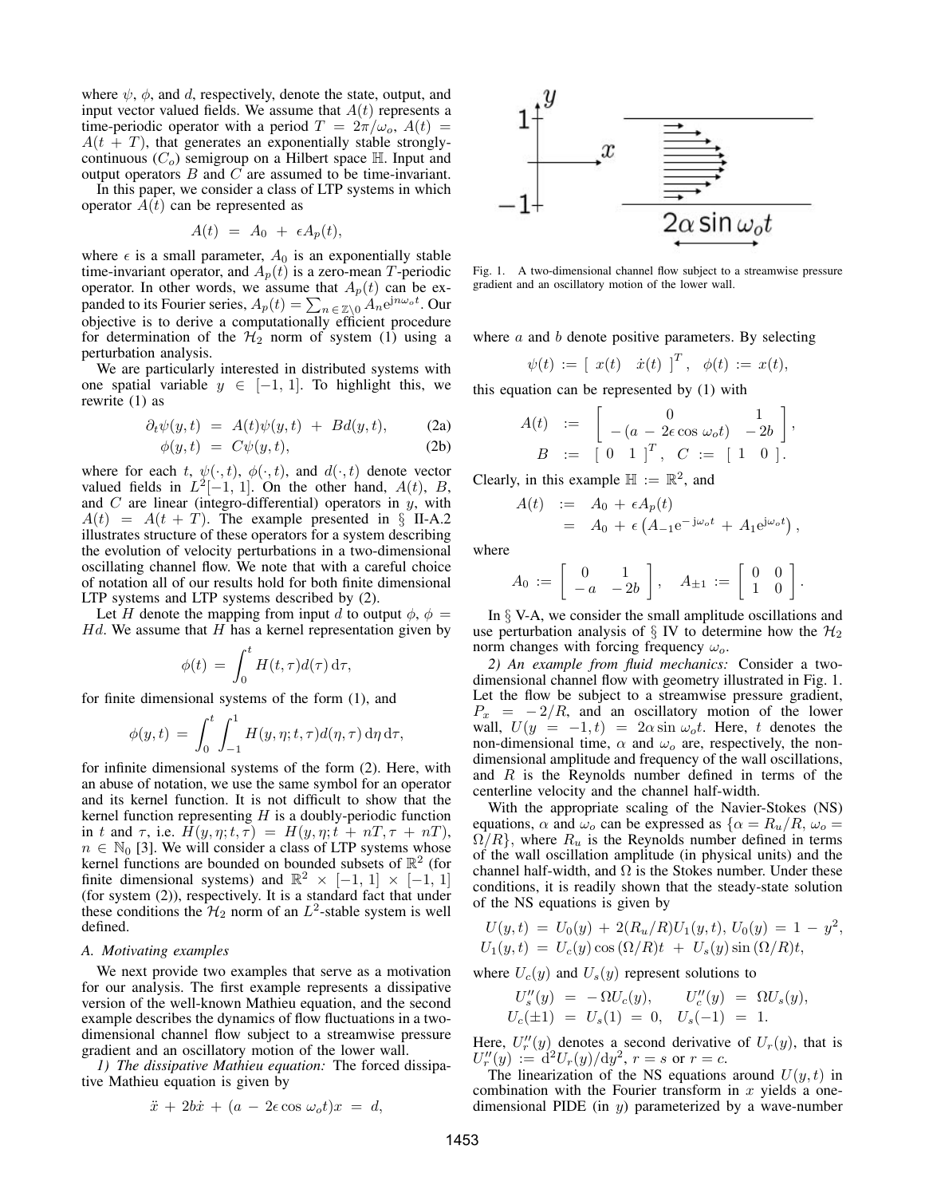where $\psi$, $\phi$, and $d$, respectively, denote the state, output, and input vector valued fields. We assume that $A(t)$ represents a time-periodic operator with a period $T = 2\pi/\omega_o$, $A(t) = A(t + T)$, that generates an exponentially stable strongly-continuous ($C_o$) semigroup on a Hilbert space $\mathbb{H}$. Input and output operators $B$ and $C$ are assumed to be time-invariant.

In this paper, we consider a class of LTP systems in which operator $A(t)$ can be represented as

$$A(t) \;=\; A_0 \;+\; \epsilon A_p(t),$$

where $\epsilon$ is a small parameter, $A_0$ is an exponentially stable time-invariant operator, and $A_p(t)$ is a zero-mean $T$-periodic operator. In other words, we assume that $A_p(t)$ can be expanded to its Fourier series, $A_p(t) = \sum_{n \,\in\, \mathbb{Z}\backslash 0} A_n e^{jn\omega_o t}$. Our objective is to derive a computationally efficient procedure for determination of the $\mathcal{H}_2$ norm of system (1) using a perturbation analysis.

We are particularly interested in distributed systems with one spatial variable $y \in [-1, 1]$. To highlight this, we rewrite (1) as

$$\partial_t \psi(y,t) \;=\; A(t)\psi(y,t) \;+\; Bd(y,t), \tag{2a}$$

$$\phi(y,t) \;=\; C\psi(y,t), \tag{2b}$$

where for each $t$, $\psi(\cdot,t)$, $\phi(\cdot,t)$, and $d(\cdot,t)$ denote vector valued fields in $L^2[-1,1]$. On the other hand, $A(t)$, $B$, and $C$ are linear (integro-differential) operators in $y$, with $A(t) = A(t + T)$. The example presented in § II-A.2 illustrates structure of these operators for a system describing the evolution of velocity perturbations in a two-dimensional oscillating channel flow. We note that with a careful choice of notation all of our results hold for both finite dimensional LTP systems and LTP systems described by (2).

Let $H$ denote the mapping from input $d$ to output $\phi$, $\phi = Hd$. We assume that $H$ has a kernel representation given by

$$\phi(t) \;=\; \int_0^t H(t,\tau)d(\tau)\,\mathrm{d}\tau,$$

for finite dimensional systems of the form (1), and

$$\phi(y,t) \;=\; \int_0^t \int_{-1}^{1} H(y,\eta;t,\tau)d(\eta,\tau)\,\mathrm{d}\eta\,\mathrm{d}\tau,$$

for infinite dimensional systems of the form (2). Here, with an abuse of notation, we use the same symbol for an operator and its kernel function. It is not difficult to show that the kernel function representing $H$ is a doubly-periodic function in $t$ and $\tau$, i.e. $H(y,\eta;t,\tau) = H(y,\eta;t + nT,\tau + nT)$, $n \in \mathbb{N}_0$ [3]. We will consider a class of LTP systems whose kernel functions are bounded on bounded subsets of $\mathbb{R}^2$ (for finite dimensional systems) and $\mathbb{R}^2 \times [-1,1] \times [-1,1]$ (for system (2)), respectively. It is a standard fact that under these conditions the $\mathcal{H}_2$ norm of an $L^2$-stable system is well defined.

### *A. Motivating examples*

We next provide two examples that serve as a motivation for our analysis. The first example represents a dissipative version of the well-known Mathieu equation, and the second example describes the dynamics of flow fluctuations in a two-dimensional channel flow subject to a streamwise pressure gradient and an oscillatory motion of the lower wall.

*1) The dissipative Mathieu equation:* The forced dissipative Mathieu equation is given by

$$\ddot{x} \;+\; 2b\dot{x} \;+\; (a \;-\; 2\epsilon\cos\omega_o t)x \;=\; d,$$

where $a$ and $b$ denote positive parameters. By selecting

$$\psi(t) \;:=\; [\; x(t) \quad \dot{x}(t) \;]^T, \quad \phi(t) \;:=\; x(t),$$

this equation can be represented by (1) with

$$\begin{aligned} A(t) \;&:=\; \begin{bmatrix} 0 & 1 \\ -\,(a \;-\; 2\epsilon\cos\omega_o t) & -\,2b \end{bmatrix}, \\ B \;&:=\; [\; 0 \quad 1 \;]^T, \quad C \;:=\; [\; 1 \quad 0 \;]. \end{aligned}$$

Clearly, in this example $\mathbb{H} := \mathbb{R}^2$, and

$$\begin{aligned} A(t) \;&:=\; A_0 \;+\; \epsilon A_p(t) \\ &=\; A_0 \;+\; \epsilon\left(A_{-1}e^{-j\omega_o t} \;+\; A_1 e^{j\omega_o t}\right), \end{aligned}$$

where

$$A_0 \;:=\; \begin{bmatrix} 0 & 1 \\ -\,a & -\,2b \end{bmatrix}, \quad A_{\pm 1} \;:=\; \begin{bmatrix} 0 & 0 \\ 1 & 0 \end{bmatrix}.$$

In § V-A, we consider the small amplitude oscillations and use perturbation analysis of § IV to determine how the $\mathcal{H}_2$ norm changes with forcing frequency $\omega_o$.

Fig. 1. A two-dimensional channel flow subject to a streamwise pressure gradient and an oscillatory motion of the lower wall.

*2) An example from fluid mechanics:* Consider a two-dimensional channel flow with geometry illustrated in Fig. 1. Let the flow be subject to a streamwise pressure gradient, $P_x = -2/R$, and an oscillatory motion of the lower wall, $U(y = -1, t) = 2\alpha\sin\omega_o t$. Here, $t$ denotes the non-dimensional time, $\alpha$ and $\omega_o$ are, respectively, the non-dimensional amplitude and frequency of the wall oscillations, and $R$ is the Reynolds number defined in terms of the centerline velocity and the channel half-width.

With the appropriate scaling of the Navier-Stokes (NS) equations, $\alpha$ and $\omega_o$ can be expressed as $\{\alpha = R_u/R,\, \omega_o = \Omega/R\}$, where $R_u$ is the Reynolds number defined in terms of the wall oscillation amplitude (in physical units) and the channel half-width, and $\Omega$ is the Stokes number. Under these conditions, it is readily shown that the steady-state solution of the NS equations is given by

$$\begin{aligned} &U(y,t) \;=\; U_0(y) \;+\; 2(R_u/R)U_1(y,t),\; U_0(y) \;=\; 1 \;-\; y^2, \\ &U_1(y,t) \;=\; U_c(y)\cos{(\Omega/R)t} \;+\; U_s(y)\sin{(\Omega/R)t}, \end{aligned}$$

where $U_c(y)$ and $U_s(y)$ represent solutions to

$$\begin{aligned} U_s''(y) \;&=\; -\,\Omega U_c(y), \qquad U_c''(y) \;=\; \Omega U_s(y), \\ U_c(\pm 1) \;&=\; U_s(1) \;=\; 0, \quad U_s(-1) \;=\; 1. \end{aligned}$$

Here, $U_r''(y)$ denotes a second derivative of $U_r(y)$, that is $U_r''(y) := \mathrm{d}^2U_r(y)/\mathrm{d}y^2$, $r = s$ or $r = c$.

The linearization of the NS equations around $U(y,t)$ in combination with the Fourier transform in $x$ yields a one-dimensional PIDE (in $y$) parameterized by a wave-number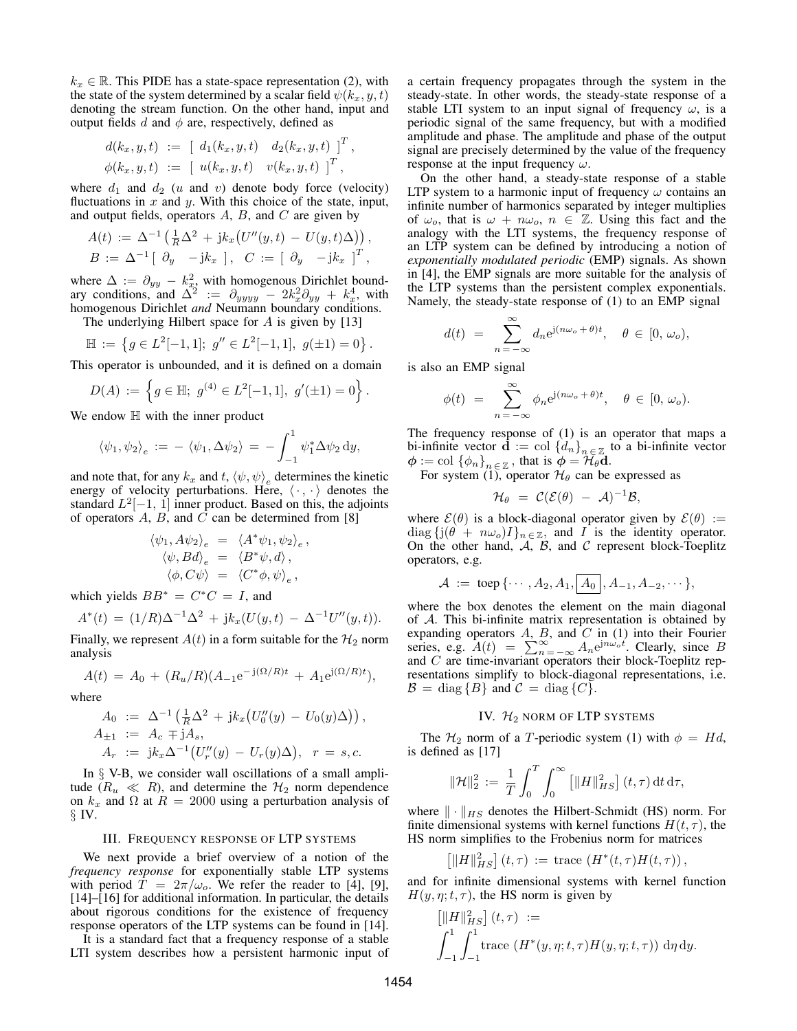$k_x \in \mathbb{R}$. This PIDE has a state-space representation (2), with the state of the system determined by a scalar field $\psi(k_x, y, t)$ denoting the stream function. On the other hand, input and output fields $d$ and $\phi$ are, respectively, defined as

$$
\begin{aligned}
d(k_x, y, t) &:= \left[\begin{array}{ll} d_1(k_x, y, t) & d_2(k_x, y, t) \end{array}\right]^T, \\
\phi(k_x, y, t) &:= \left[\begin{array}{ll} u(k_x, y, t) & v(k_x, y, t) \end{array}\right]^T,
\end{aligned}
$$

where $d_1$ and $d_2$ ($u$ and $v$) denote body force (velocity) fluctuations in $x$ and $y$. With this choice of the state, input, and output fields, operators $A$, $B$, and $C$ are given by

$$
\begin{aligned}
A(t) &:= \Delta^{-1}\left(\tfrac{1}{R}\Delta^2 + \mathrm{j}k_x\big(U''(y,t) - U(y,t)\Delta\big)\right), \\
B &:= \Delta^{-1}\left[\begin{array}{ll} \partial_y & -\mathrm{j}k_x \end{array}\right], \quad C := \left[\begin{array}{ll} \partial_y & -\mathrm{j}k_x \end{array}\right]^T,
\end{aligned}
$$

where $\Delta := \partial_{yy} - k_x^2$, with homogenous Dirichlet boundary conditions, and $\Delta^2 := \partial_{yyyy} - 2k_x^2\partial_{yy} + k_x^4$, with homogenous Dirichlet *and* Neumann boundary conditions.

The underlying Hilbert space for $A$ is given by [13]

$$
\mathbb{H} := \left\{ g \in L^2[-1, 1];\ g'' \in L^2[-1, 1],\ g(\pm 1) = 0 \right\}.
$$

This operator is unbounded, and it is defined on a domain

$$
D(A) := \left\{ g \in \mathbb{H};\ g^{(4)} \in L^2[-1, 1],\ g'(\pm 1) = 0 \right\}.
$$

We endow $\mathbb{H}$ with the inner product

$$
\left\langle \psi_1, \psi_2 \right\rangle_e := -\left\langle \psi_1, \Delta\psi_2 \right\rangle = -\int_{-1}^{1} \psi_1^* \Delta\psi_2 \, \mathrm{d}y,
$$

and note that, for any $k_x$ and $t$, $\left\langle \psi, \psi \right\rangle_e$ determines the kinetic energy of velocity perturbations. Here, $\langle \cdot, \cdot \rangle$ denotes the standard $L^2[-1, 1]$ inner product. Based on this, the adjoints of operators $A$, $B$, and $C$ can be determined from [8]

$$
\begin{aligned}
\left\langle \psi_1, A\psi_2 \right\rangle_e &= \left\langle A^*\psi_1, \psi_2 \right\rangle_e, \\
\left\langle \psi, Bd \right\rangle_e &= \left\langle B^*\psi, d \right\rangle, \\
\left\langle \phi, C\psi \right\rangle &= \left\langle C^*\phi, \psi \right\rangle_e,
\end{aligned}
$$

which yields $BB^* = C^*C = I$, and

$$
A^*(t) = (1/R)\Delta^{-1}\Delta^2 + \mathrm{j}k_x(U(y,t) - \Delta^{-1}U''(y,t)).
$$

Finally, we represent $A(t)$ in a form suitable for the $\mathcal{H}_2$ norm analysis

$$
A(t) = A_0 + (R_u/R)(A_{-1}\mathrm{e}^{-\mathrm{j}(\Omega/R)t} + A_1\mathrm{e}^{\mathrm{j}(\Omega/R)t}),
$$

where

$$
\begin{aligned}
A_0 &:= \Delta^{-1}\left(\tfrac{1}{R}\Delta^2 + \mathrm{j}k_x\big(U_0''(y) - U_0(y)\Delta\big)\right), \\
A_{\pm 1} &:= A_c \mp \mathrm{j}A_s, \\
A_r &:= \mathrm{j}k_x\Delta^{-1}\big(U_r''(y) - U_r(y)\Delta\big), \quad r = s, c.
\end{aligned}
$$

In § V-B, we consider wall oscillations of a small amplitude ($R_u \ll R$), and determine the $\mathcal{H}_2$ norm dependence on $k_x$ and $\Omega$ at $R = 2000$ using a perturbation analysis of § IV.

## III. Frequency response of LTP systems

We next provide a brief overview of a notion of the *frequency response* for exponentially stable LTP systems with period $T = 2\pi/\omega_o$. We refer the reader to [4], [9], [14]–[16] for additional information. In particular, the details about rigorous conditions for the existence of frequency response operators of the LTP systems can be found in [14].

It is a standard fact that a frequency response of a stable LTI system describes how a persistent harmonic input of a certain frequency propagates through the system in the steady-state. In other words, the steady-state response of a stable LTI system to an input signal of frequency $\omega$, is a periodic signal of the same frequency, but with a modified amplitude and phase. The amplitude and phase of the output signal are precisely determined by the value of the frequency response at the input frequency $\omega$.

On the other hand, a steady-state response of a stable LTP system to a harmonic input of frequency $\omega$ contains an infinite number of harmonics separated by integer multiplies of $\omega_o$, that is $\omega + n\omega_o$, $n \in \mathbb{Z}$. Using this fact and the analogy with the LTI systems, the frequency response of an LTP system can be defined by introducing a notion of *exponentially modulated periodic* (EMP) signals. As shown in [4], the EMP signals are more suitable for the analysis of the LTP systems than the persistent complex exponentials. Namely, the steady-state response of (1) to an EMP signal

$$
d(t) = \sum_{n=-\infty}^{\infty} d_n \mathrm{e}^{\mathrm{j}(n\omega_o + \theta)t}, \quad \theta \in [0, \omega_o),
$$

is also an EMP signal

$$
\phi(t) = \sum_{n=-\infty}^{\infty} \phi_n \mathrm{e}^{\mathrm{j}(n\omega_o + \theta)t}, \quad \theta \in [0, \omega_o).
$$

The frequency response of (1) is an operator that maps a bi-infinite vector $\mathbf{d} := \mathrm{col}\left\{d_n\right\}_{n \in \mathbb{Z}}$ to a bi-infinite vector $\boldsymbol{\phi} := \mathrm{col}\left\{\phi_n\right\}_{n \in \mathbb{Z}}$, that is $\boldsymbol{\phi} = \mathcal{H}_\theta \mathbf{d}$.

For system (1), operator $\mathcal{H}_\theta$ can be expressed as

$$
\mathcal{H}_\theta = \mathcal{C}(\mathcal{E}(\theta) - \mathcal{A})^{-1}\mathcal{B},
$$

where $\mathcal{E}(\theta)$ is a block-diagonal operator given by $\mathcal{E}(\theta) := \mathrm{diag}\left\{\mathrm{j}(\theta + n\omega_o)I\right\}_{n \in \mathbb{Z}}$, and $I$ is the identity operator. On the other hand, $\mathcal{A}$, $\mathcal{B}$, and $\mathcal{C}$ represent block-Toeplitz operators, e.g.

$$
\mathcal{A} := \mathrm{toep}\left\{\cdots, A_2, A_1, \boxed{A_0}, A_{-1}, A_{-2}, \cdots\right\},
$$

where the box denotes the element on the main diagonal of $\mathcal{A}$. This bi-infinite matrix representation is obtained by expanding operators $A$, $B$, and $C$ in (1) into their Fourier series, e.g. $A(t) = \sum_{n=-\infty}^{\infty} A_n \mathrm{e}^{\mathrm{j}n\omega_o t}$. Clearly, since $B$ and $C$ are time-invariant operators their block-Toeplitz representations simplify to block-diagonal representations, i.e. $\mathcal{B} = \mathrm{diag}\left\{B\right\}$ and $\mathcal{C} = \mathrm{diag}\left\{C\right\}$.

## IV. $\mathcal{H}_2$ norm of LTP systems

The $\mathcal{H}_2$ norm of a $T$-periodic system (1) with $\phi = Hd$, is defined as [17]

$$
\|\mathcal{H}\|_2^2 := \frac{1}{T}\int_0^T \int_0^\infty \left[\|H\|_{HS}^2\right](t, \tau)\, \mathrm{d}t\, \mathrm{d}\tau,
$$

where $\|\cdot\|_{HS}$ denotes the Hilbert-Schmidt (HS) norm. For finite dimensional systems with kernel functions $H(t, \tau)$, the HS norm simplifies to the Frobenius norm for matrices

$$
\left[\|H\|_{HS}^2\right](t, \tau) := \mathrm{trace}\ \left(H^*(t, \tau)H(t, \tau)\right),
$$

and for infinite dimensional systems with kernel function $H(y, \eta; t, \tau)$, the HS norm is given by

$$
\begin{aligned}
&\left[\|H\|_{HS}^2\right](t, \tau) := \\
&\int_{-1}^{1}\int_{-1}^{1} \mathrm{trace}\ \left(H^*(y, \eta; t, \tau)H(y, \eta; t, \tau)\right)\, \mathrm{d}\eta\, \mathrm{d}y.
\end{aligned}
$$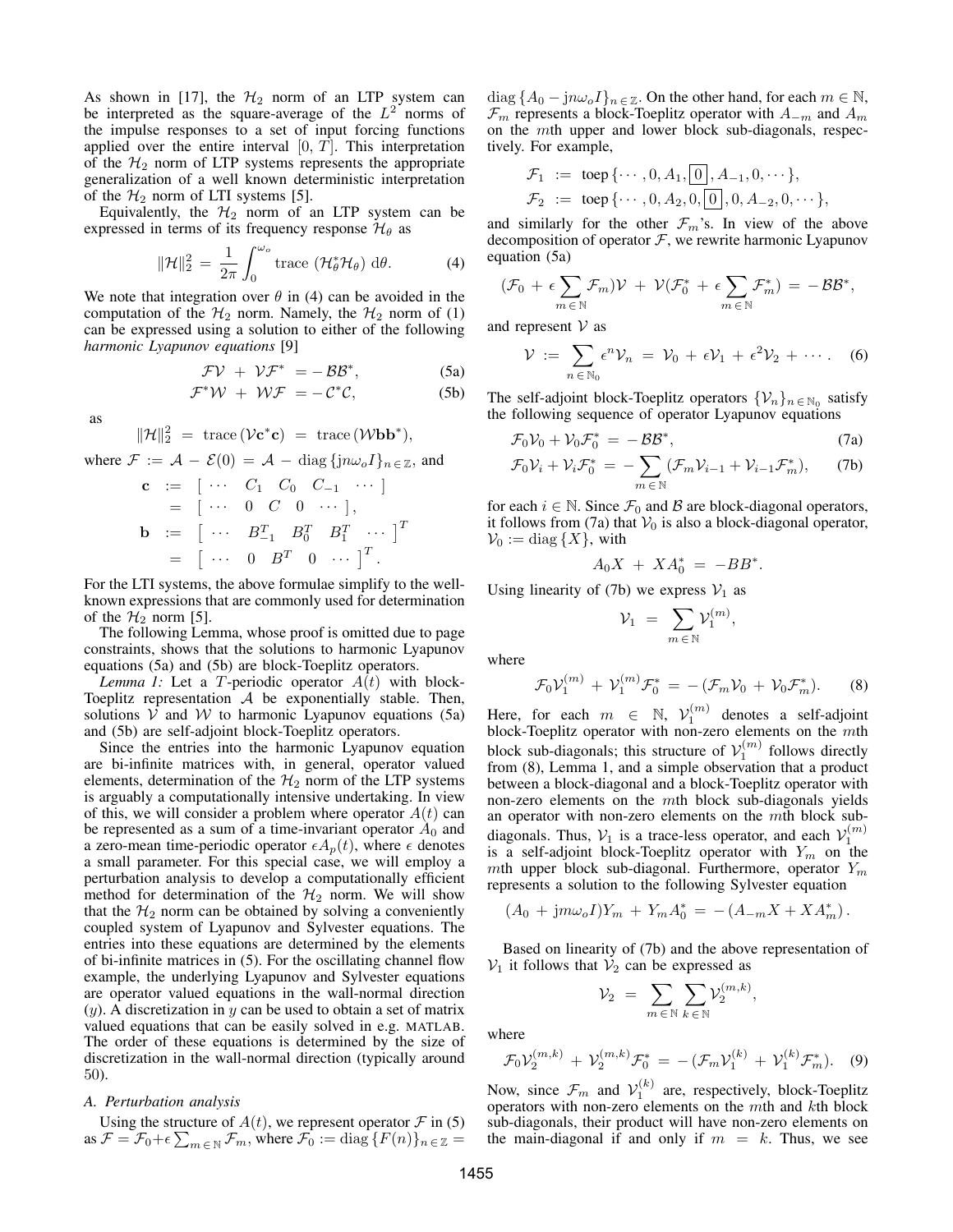As shown in [17], the $\mathcal{H}_2$ norm of an LTP system can be interpreted as the square-average of the $L^2$ norms of the impulse responses to a set of input forcing functions applied over the entire interval $[0, T]$. This interpretation of the $\mathcal{H}_2$ norm of LTP systems represents the appropriate generalization of a well known deterministic interpretation of the $\mathcal{H}_2$ norm of LTI systems [5].

Equivalently, the $\mathcal{H}_2$ norm of an LTP system can be expressed in terms of its frequency response $\mathcal{H}_\theta$ as

$$\|\mathcal{H}\|_2^2 = \frac{1}{2\pi} \int_0^{\omega_o} \text{trace}\, (\mathcal{H}_\theta^* \mathcal{H}_\theta) \, \mathrm{d}\theta. \quad (4)$$

We note that integration over $\theta$ in (4) can be avoided in the computation of the $\mathcal{H}_2$ norm. Namely, the $\mathcal{H}_2$ norm of (1) can be expressed using a solution to either of the following *harmonic Lyapunov equations* [9]

$$\mathcal{F}\mathcal{V} + \mathcal{V}\mathcal{F}^* = -\mathcal{B}\mathcal{B}^*, \quad (5a)$$

$$\mathcal{F}^*\mathcal{W} + \mathcal{W}\mathcal{F} = -\mathcal{C}^*\mathcal{C}, \quad (5b)$$

as

$$\|\mathcal{H}\|_2^2 = \text{trace}\,(\mathcal{V}\mathbf{c}^*\mathbf{c}) = \text{trace}\,(\mathcal{W}\mathbf{b}\mathbf{b}^*),$$

where $\mathcal{F} := \mathcal{A} - \mathcal{E}(0) = \mathcal{A} - \text{diag}\,\{\mathrm{j}n\omega_o I\}_{n \in \mathbb{Z}}$, and

$$\begin{aligned} \mathbf{c} &:= [\ \cdots \ \ C_1 \ \ C_0 \ \ C_{-1} \ \ \cdots\ ] \\ &= [\ \cdots \ \ 0 \ \ C \ \ 0 \ \ \cdots\ ], \\ \mathbf{b} &:= [\ \cdots \ \ B_{-1}^T \ \ B_0^T \ \ B_1^T \ \ \cdots\ ]^T \\ &= [\ \cdots \ \ 0 \ \ B^T \ \ 0 \ \ \cdots\ ]^T. \end{aligned}$$

For the LTI systems, the above formulae simplify to the well-known expressions that are commonly used for determination of the $\mathcal{H}_2$ norm [5].

The following Lemma, whose proof is omitted due to page constraints, shows that the solutions to harmonic Lyapunov equations (5a) and (5b) are block-Toeplitz operators.

*Lemma 1:* Let a $T$-periodic operator $A(t)$ with block-Toeplitz representation $\mathcal{A}$ be exponentially stable. Then, solutions $\mathcal{V}$ and $\mathcal{W}$ to harmonic Lyapunov equations (5a) and (5b) are self-adjoint block-Toeplitz operators.

Since the entries into the harmonic Lyapunov equation are bi-infinite matrices with, in general, operator valued elements, determination of the $\mathcal{H}_2$ norm of the LTP systems is arguably a computationally intensive undertaking. In view of this, we will consider a problem where operator $A(t)$ can be represented as a sum of a time-invariant operator $A_0$ and a zero-mean time-periodic operator $\epsilon A_p(t)$, where $\epsilon$ denotes a small parameter. For this special case, we will employ a perturbation analysis to develop a computationally efficient method for determination of the $\mathcal{H}_2$ norm. We will show that the $\mathcal{H}_2$ norm can be obtained by solving a conveniently coupled system of Lyapunov and Sylvester equations. The entries into these equations are determined by the elements of bi-infinite matrices in (5). For the oscillating channel flow example, the underlying Lyapunov and Sylvester equations are operator valued equations in the wall-normal direction ($y$). A discretization in $y$ can be used to obtain a set of matrix valued equations that can be easily solved in e.g. MATLAB. The order of these equations is determined by the size of discretization in the wall-normal direction (typically around 50).

### A. Perturbation analysis

Using the structure of $A(t)$, we represent operator $\mathcal{F}$ in (5) as $\mathcal{F} = \mathcal{F}_0 + \epsilon \sum_{m \in \mathbb{N}} \mathcal{F}_m$, where $\mathcal{F}_0 := \text{diag}\,\{F(n)\}_{n \in \mathbb{Z}} = \text{diag}\,\{A_0 - \mathrm{j}n\omega_o I\}_{n \in \mathbb{Z}}$. On the other hand, for each $m \in \mathbb{N}$, $\mathcal{F}_m$ represents a block-Toeplitz operator with $A_{-m}$ and $A_m$ on the $m$th upper and lower block sub-diagonals, respectively. For example,

$$\begin{aligned} \mathcal{F}_1 &:= \text{toep}\,\{\cdots, 0, A_1, \boxed{0}, A_{-1}, 0, \cdots\}, \\ \mathcal{F}_2 &:= \text{toep}\,\{\cdots, 0, A_2, 0, \boxed{0}, 0, A_{-2}, 0, \cdots\}, \end{aligned}$$

and similarly for the other $\mathcal{F}_m$'s. In view of the above decomposition of operator $\mathcal{F}$, we rewrite harmonic Lyapunov equation (5a)

$$(\mathcal{F}_0 + \epsilon \sum_{m \in \mathbb{N}} \mathcal{F}_m)\mathcal{V} + \mathcal{V}(\mathcal{F}_0^* + \epsilon \sum_{m \in \mathbb{N}} \mathcal{F}_m^*) = -\mathcal{B}\mathcal{B}^*,$$

and represent $\mathcal{V}$ as

$$\mathcal{V} := \sum_{n \in \mathbb{N}_0} \epsilon^n \mathcal{V}_n = \mathcal{V}_0 + \epsilon \mathcal{V}_1 + \epsilon^2 \mathcal{V}_2 + \cdots. \quad (6)$$

The self-adjoint block-Toeplitz operators $\{\mathcal{V}_n\}_{n \in \mathbb{N}_0}$ satisfy the following sequence of operator Lyapunov equations

$$\mathcal{F}_0\mathcal{V}_0 + \mathcal{V}_0\mathcal{F}_0^* = -\mathcal{B}\mathcal{B}^*, \quad (7a)$$

$$\mathcal{F}_0\mathcal{V}_i + \mathcal{V}_i\mathcal{F}_0^* = -\sum_{m \in \mathbb{N}} (\mathcal{F}_m\mathcal{V}_{i-1} + \mathcal{V}_{i-1}\mathcal{F}_m^*), \quad (7b)$$

for each $i \in \mathbb{N}$. Since $\mathcal{F}_0$ and $\mathcal{B}$ are block-diagonal operators, it follows from (7a) that $\mathcal{V}_0$ is also a block-diagonal operator, $\mathcal{V}_0 := \text{diag}\,\{X\}$, with

$$A_0 X + X A_0^* = -BB^*.$$

Using linearity of (7b) we express $\mathcal{V}_1$ as

$$\mathcal{V}_1 = \sum_{m \in \mathbb{N}} \mathcal{V}_1^{(m)},$$

where

$$\mathcal{F}_0\mathcal{V}_1^{(m)} + \mathcal{V}_1^{(m)}\mathcal{F}_0^* = -(\mathcal{F}_m\mathcal{V}_0 + \mathcal{V}_0\mathcal{F}_m^*). \quad (8)$$

Here, for each $m \in \mathbb{N}$, $\mathcal{V}_1^{(m)}$ denotes a self-adjoint block-Toeplitz operator with non-zero elements on the $m$th block sub-diagonals; this structure of $\mathcal{V}_1^{(m)}$ follows directly from (8), Lemma 1, and a simple observation that a product between a block-diagonal and a block-Toeplitz operator with non-zero elements on the $m$th block sub-diagonals yields an operator with non-zero elements on the $m$th block sub-diagonals. Thus, $\mathcal{V}_1$ is a trace-less operator, and each $\mathcal{V}_1^{(m)}$ is a self-adjoint block-Toeplitz operator with $Y_m$ on the $m$th upper block sub-diagonal. Furthermore, operator $Y_m$ represents a solution to the following Sylvester equation

$$(A_0 + \mathrm{j}m\omega_o I)Y_m + Y_m A_0^* = -(A_{-m}X + XA_m^*).$$

Based on linearity of (7b) and the above representation of $\mathcal{V}_1$ it follows that $\mathcal{V}_2$ can be expressed as

$$\mathcal{V}_2 = \sum_{m \in \mathbb{N}} \sum_{k \in \mathbb{N}} \mathcal{V}_2^{(m,k)},$$

where

$$\mathcal{F}_0\mathcal{V}_2^{(m,k)} + \mathcal{V}_2^{(m,k)}\mathcal{F}_0^* = -(\mathcal{F}_m\mathcal{V}_1^{(k)} + \mathcal{V}_1^{(k)}\mathcal{F}_m^*). \quad (9)$$

Now, since $\mathcal{F}_m$ and $\mathcal{V}_1^{(k)}$ are, respectively, block-Toeplitz operators with non-zero elements on the $m$th and $k$th block sub-diagonals, their product will have non-zero elements on the main-diagonal if and only if $m = k$. Thus, we see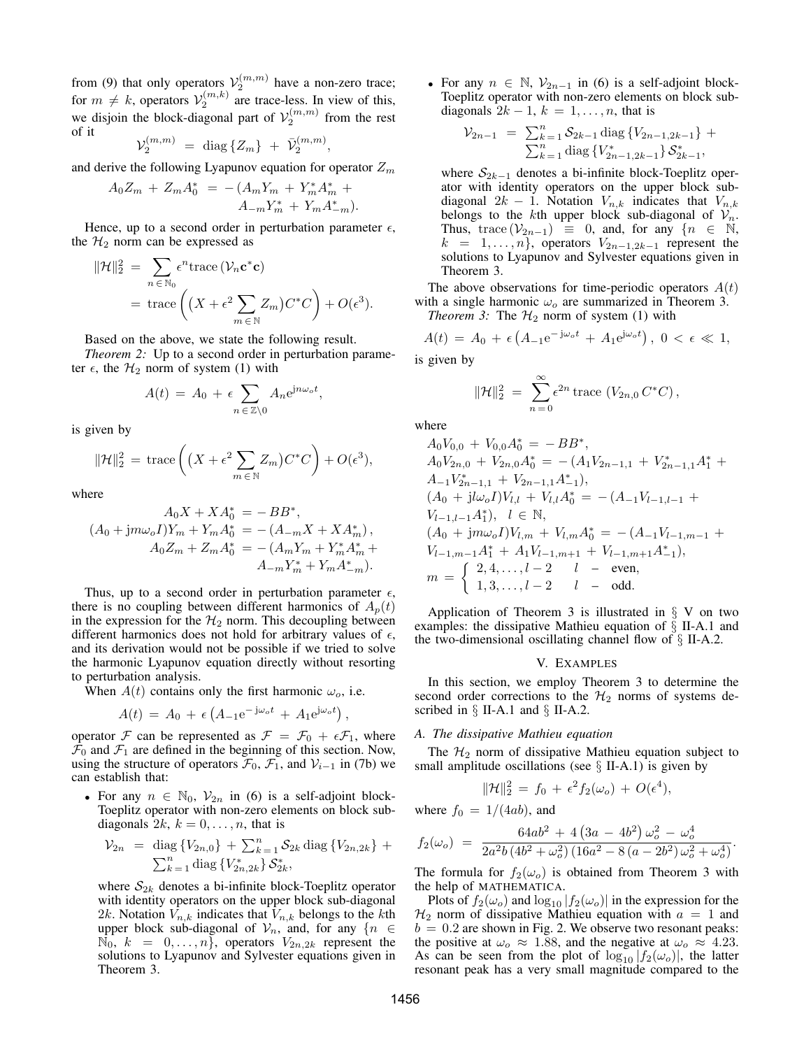from (9) that only operators $\mathcal{V}_2^{(m,m)}$ have a non-zero trace; for $m \neq k$, operators $\mathcal{V}_2^{(m,k)}$ are trace-less. In view of this, we disjoin the block-diagonal part of $\mathcal{V}_2^{(m,m)}$ from the rest of it

$$\mathcal{V}_2^{(m,m)} \;=\; \mathrm{diag}\left\{Z_m\right\} \;+\; \bar{\mathcal{V}}_2^{(m,m)},$$

and derive the following Lyapunov equation for operator $Z_m$

$$A_0 Z_m \,+\, Z_m A_0^* \;=\; -\,(A_m Y_m \,+\, Y_m^* A_m^* \,+\, A_{-m} Y_m^* \,+\, Y_m A_{-m}^*).$$

Hence, up to a second order in perturbation parameter $\epsilon$, the $\mathcal{H}_2$ norm can be expressed as

$$\begin{aligned}\|\mathcal{H}\|_2^2 \;&=\; \sum_{n\,\in\,\mathbb{N}_0} \epsilon^n \mathrm{trace}\,(\mathcal{V}_n \mathbf{c}^* \mathbf{c}) \\ &=\; \mathrm{trace}\left(\big(X + \epsilon^2 \sum_{m\,\in\,\mathbb{N}} Z_m\big) C^* C\right) + O(\epsilon^3).\end{aligned}$$

Based on the above, we state the following result.

*Theorem 2:* Up to a second order in perturbation parameter $\epsilon$, the $\mathcal{H}_2$ norm of system (1) with

$$A(t) \;=\; A_0 \,+\, \epsilon \sum_{n\,\in\,\mathbb{Z}\backslash 0} A_n \mathrm{e}^{\mathrm{j}n\omega_o t},$$

is given by

$$\|\mathcal{H}\|_2^2 \;=\; \mathrm{trace}\left(\big(X + \epsilon^2 \sum_{m\,\in\,\mathbb{N}} Z_m\big) C^* C\right) + O(\epsilon^3),$$

where

$$\begin{aligned}A_0 X + X A_0^* \;&=\; -\,BB^*, \\ (A_0 + \mathrm{j}m\omega_o I) Y_m + Y_m A_0^* \;&=\; -\,(A_{-m} X + X A_m^*)\,, \\ A_0 Z_m + Z_m A_0^* \;&=\; -\,(A_m Y_m + Y_m^* A_m^* + \\ &\qquad A_{-m} Y_m^* + Y_m A_{-m}^*).\end{aligned}$$

Thus, up to a second order in perturbation parameter $\epsilon$, there is no coupling between different harmonics of $A_p(t)$ in the expression for the $\mathcal{H}_2$ norm. This decoupling between different harmonics does not hold for arbitrary values of $\epsilon$, and its derivation would not be possible if we tried to solve the harmonic Lyapunov equation directly without resorting to perturbation analysis.

When $A(t)$ contains only the first harmonic $\omega_o$, i.e.

$$A(t) \;=\; A_0 \,+\, \epsilon\left(A_{-1}\mathrm{e}^{-\,\mathrm{j}\omega_o t} \,+\, A_1 \mathrm{e}^{\mathrm{j}\omega_o t}\right),$$

operator $\mathcal{F}$ can be represented as $\mathcal{F} = \mathcal{F}_0 + \epsilon\mathcal{F}_1$, where $\mathcal{F}_0$ and $\mathcal{F}_1$ are defined in the beginning of this section. Now, using the structure of operators $\mathcal{F}_0$, $\mathcal{F}_1$, and $\mathcal{V}_{i-1}$ in (7b) we can establish that:

- For any $n \in \mathbb{N}_0$, $\mathcal{V}_{2n}$ in (6) is a self-adjoint block-Toeplitz operator with non-zero elements on block sub-diagonals $2k$, $k = 0, \ldots, n$, that is

  $$\begin{aligned}\mathcal{V}_{2n} \;=\; &\mathrm{diag}\left\{V_{2n,0}\right\} + \textstyle\sum_{k\,=\,1}^n \mathcal{S}_{2k}\, \mathrm{diag}\left\{V_{2n,2k}\right\} + \\ &\textstyle\sum_{k\,=\,1}^n \mathrm{diag}\left\{V_{2n,2k}^*\right\} \mathcal{S}_{2k}^*,\end{aligned}$$

  where $\mathcal{S}_{2k}$ denotes a bi-infinite block-Toeplitz operator with identity operators on the upper block sub-diagonal $2k$. Notation $V_{n,k}$ indicates that $V_{n,k}$ belongs to the $k$th upper block sub-diagonal of $\mathcal{V}_n$, and, for any $\{n \in \mathbb{N}_0,\; k \;=\; 0, \ldots, n\}$, operators $V_{2n,2k}$ represent the solutions to Lyapunov and Sylvester equations given in Theorem 3.

- For any $n \in \mathbb{N}$, $\mathcal{V}_{2n-1}$ in (6) is a self-adjoint block-Toeplitz operator with non-zero elements on block sub-diagonals $2k-1$, $k = 1, \ldots, n$, that is

  $$\begin{aligned}\mathcal{V}_{2n-1} \;=\; &\textstyle\sum_{k\,=\,1}^n \mathcal{S}_{2k-1}\, \mathrm{diag}\left\{V_{2n-1,2k-1}\right\} + \\ &\textstyle\sum_{k\,=\,1}^n \mathrm{diag}\left\{V_{2n-1,2k-1}^*\right\} \mathcal{S}_{2k-1}^*,\end{aligned}$$

  where $\mathcal{S}_{2k-1}$ denotes a bi-infinite block-Toeplitz operator with identity operators on the upper block sub-diagonal $2k-1$. Notation $V_{n,k}$ indicates that $V_{n,k}$ belongs to the $k$th upper block sub-diagonal of $\mathcal{V}_n$. Thus, $\mathrm{trace}\,(\mathcal{V}_{2n-1}) \;\equiv\; 0$, and, for any $\{n \in \mathbb{N},\; k \;=\; 1, \ldots, n\}$, operators $V_{2n-1,2k-1}$ represent the solutions to Lyapunov and Sylvester equations given in Theorem 3.

The above observations for time-periodic operators $A(t)$ with a single harmonic $\omega_o$ are summarized in Theorem 3.

*Theorem 3:* The $\mathcal{H}_2$ norm of system (1) with

$$A(t) \;=\; A_0 \,+\, \epsilon\left(A_{-1}\mathrm{e}^{-\,\mathrm{j}\omega_o t} \,+\, A_1 \mathrm{e}^{\mathrm{j}\omega_o t}\right),\; 0 \,<\, \epsilon \,\ll\, 1,$$

is given by

$$\|\mathcal{H}\|_2^2 \;=\; \sum_{n\,=\,0}^{\infty} \epsilon^{2n}\, \mathrm{trace}\,\left(V_{2n,0}\, C^* C\right),$$

where

$$\begin{aligned}&A_0 V_{0,0} \,+\, V_{0,0} A_0^* \;=\; -\,BB^*, \\ &A_0 V_{2n,0} \,+\, V_{2n,0} A_0^* \;=\; -\,(A_1 V_{2n-1,1} \,+\, V_{2n-1,1}^* A_1^* \,+ \\ &A_{-1} V_{2n-1,1}^* \,+\, V_{2n-1,1} A_{-1}^*), \\ &(A_0 \,+\, \mathrm{j}l\omega_o I) V_{l,l} \,+\, V_{l,l} A_0^* \;=\; -\,(A_{-1} V_{l-1,l-1} \,+ \\ &V_{l-1,l-1} A_1^*),\;\; l \,\in\, \mathbb{N}, \\ &(A_0 \,+\, \mathrm{j}m\omega_o I) V_{l,m} \,+\, V_{l,m} A_0^* \;=\; -\,(A_{-1} V_{l-1,m-1} \,+ \\ &V_{l-1,m-1} A_1^* \,+\, A_1 V_{l-1,m+1} \,+\, V_{l-1,m+1} A_{-1}^*), \\ &m \;=\; \left\{\begin{array}{lll} 2, 4, \ldots, l-2 & l & - \;\; \text{even}, \\ 1, 3, \ldots, l-2 & l & - \;\; \text{odd}. \end{array}\right.\end{aligned}$$

Application of Theorem 3 is illustrated in § V on two examples: the dissipative Mathieu equation of § II-A.1 and the two-dimensional oscillating channel flow of § II-A.2.

## V. EXAMPLES

In this section, we employ Theorem 3 to determine the second order corrections to the $\mathcal{H}_2$ norms of systems described in § II-A.1 and § II-A.2.

### A. The dissipative Mathieu equation

The $\mathcal{H}_2$ norm of dissipative Mathieu equation subject to small amplitude oscillations (see § II-A.1) is given by

$$\|\mathcal{H}\|_2^2 \;=\; f_0 \,+\, \epsilon^2 f_2(\omega_o) \,+\, O(\epsilon^4),$$

where $f_0 \,=\, 1/(4ab)$, and

$$f_2(\omega_o) \;=\; \frac{64ab^2 \,+\, 4\left(3a \,-\, 4b^2\right)\omega_o^2 \,-\, \omega_o^4}{2a^2 b\left(4b^2 + \omega_o^2\right)\left(16a^2 - 8\left(a - 2b^2\right)\omega_o^2 + \omega_o^4\right)}.$$

The formula for $f_2(\omega_o)$ is obtained from Theorem 3 with the help of MATHEMATICA.

Plots of $f_2(\omega_o)$ and $\log_{10}|f_2(\omega_o)|$ in the expression for the $\mathcal{H}_2$ norm of dissipative Mathieu equation with $a = 1$ and $b = 0.2$ are shown in Fig. 2. We observe two resonant peaks: the positive at $\omega_o \approx 1.88$, and the negative at $\omega_o \approx 4.23$. As can be seen from the plot of $\log_{10}|f_2(\omega_o)|$, the latter resonant peak has a very small magnitude compared to the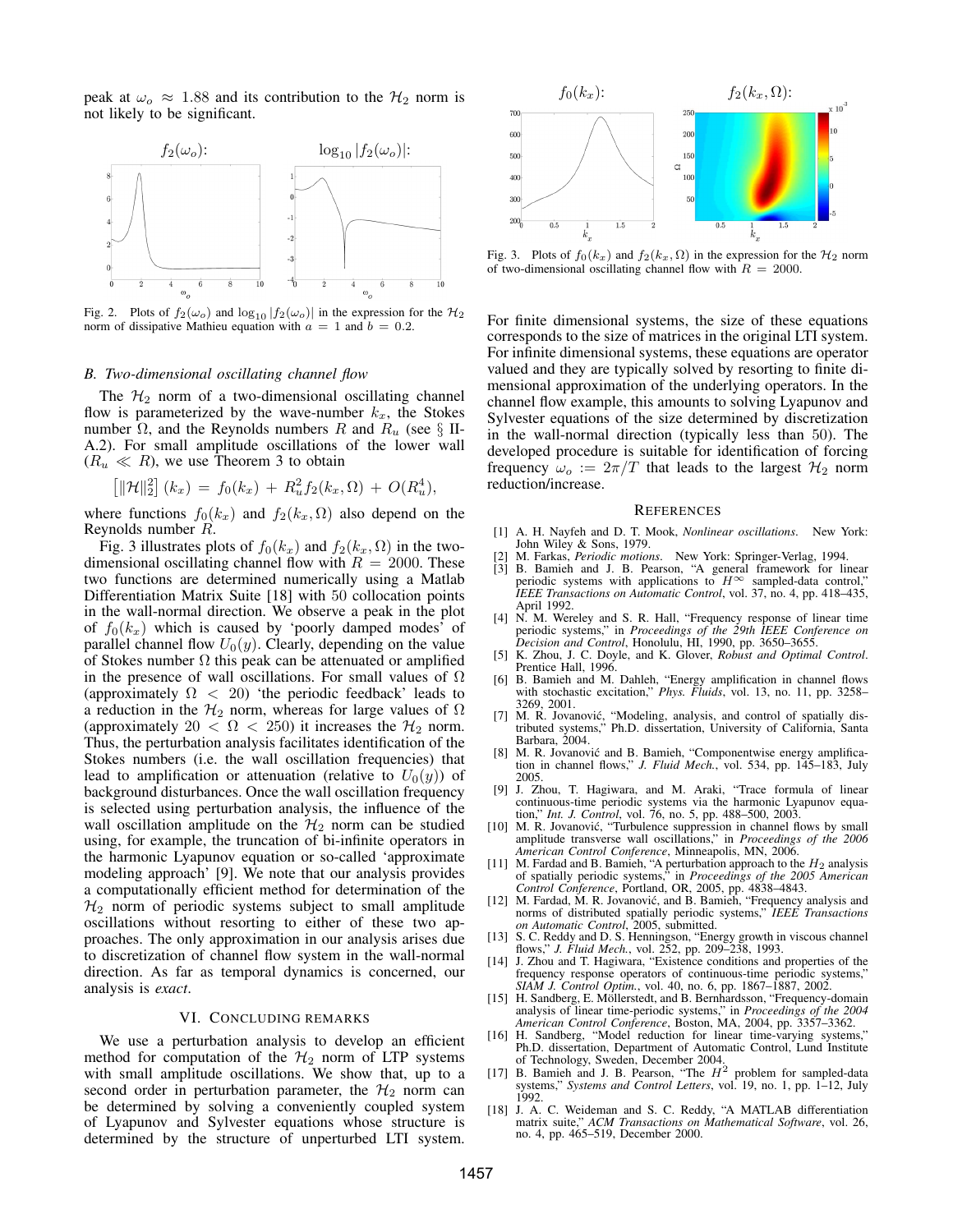peak at $\omega_o \approx 1.88$ and its contribution to the $\mathcal{H}_2$ norm is not likely to be significant.

$f_2(\omega_o)$:

$\log_{10}|f_2(\omega_o)|$:

Fig. 2. Plots of $f_2(\omega_o)$ and $\log_{10}|f_2(\omega_o)|$ in the expression for the $\mathcal{H}_2$ norm of dissipative Mathieu equation with $a = 1$ and $b = 0.2$.

### B. Two-dimensional oscillating channel flow

The $\mathcal{H}_2$ norm of a two-dimensional oscillating channel flow is parameterized by the wave-number $k_x$, the Stokes number $\Omega$, and the Reynolds numbers $R$ and $R_u$ (see § II-A.2). For small amplitude oscillations of the lower wall ($R_u \ll R$), we use Theorem 3 to obtain

$$\left[\|\mathcal{H}\|_2^2\right](k_x) = f_0(k_x) + R_u^2 f_2(k_x, \Omega) + O(R_u^4),$$

where functions $f_0(k_x)$ and $f_2(k_x, \Omega)$ also depend on the Reynolds number $R$.

Fig. 3 illustrates plots of $f_0(k_x)$ and $f_2(k_x, \Omega)$ in the two-dimensional oscillating channel flow with $R = 2000$. These two functions are determined numerically using a Matlab Differentiation Matrix Suite [18] with 50 collocation points in the wall-normal direction. We observe a peak in the plot of $f_0(k_x)$ which is caused by 'poorly damped modes' of parallel channel flow $U_0(y)$. Clearly, depending on the value of Stokes number $\Omega$ this peak can be attenuated or amplified in the presence of wall oscillations. For small values of $\Omega$ (approximately $\Omega < 20$) 'the periodic feedback' leads to a reduction in the $\mathcal{H}_2$ norm, whereas for large values of $\Omega$ (approximately $20 < \Omega < 250$) it increases the $\mathcal{H}_2$ norm. Thus, the perturbation analysis facilitates identification of the Stokes numbers (i.e. the wall oscillation frequencies) that lead to amplification or attenuation (relative to $U_0(y)$) of background disturbances. Once the wall oscillation frequency is selected using perturbation analysis, the influence of the wall oscillation amplitude on the $\mathcal{H}_2$ norm can be studied using, for example, the truncation of bi-infinite operators in the harmonic Lyapunov equation or so-called 'approximate modeling approach' [9]. We note that our analysis provides a computationally efficient method for determination of the $\mathcal{H}_2$ norm of periodic systems subject to small amplitude oscillations without resorting to either of these two approaches. The only approximation in our analysis arises due to discretization of channel flow system in the wall-normal direction. As far as temporal dynamics is concerned, our analysis is *exact*.

$f_0(k_x)$:

$f_2(k_x, \Omega)$:

Fig. 3. Plots of $f_0(k_x)$ and $f_2(k_x, \Omega)$ in the expression for the $\mathcal{H}_2$ norm of two-dimensional oscillating channel flow with $R = 2000$.

## VI. Concluding remarks

We use a perturbation analysis to develop an efficient method for computation of the $\mathcal{H}_2$ norm of LTP systems with small amplitude oscillations. We show that, up to a second order in perturbation parameter, the $\mathcal{H}_2$ norm can be determined by solving a conveniently coupled system of Lyapunov and Sylvester equations whose structure is determined by the structure of unperturbed LTI system. For finite dimensional systems, the size of these equations corresponds to the size of matrices in the original LTI system. For infinite dimensional systems, these equations are operator valued and they are typically solved by resorting to finite dimensional approximation of the underlying operators. In the channel flow example, this amounts to solving Lyapunov and Sylvester equations of the size determined by discretization in the wall-normal direction (typically less than 50). The developed procedure is suitable for identification of forcing frequency $\omega_o := 2\pi/T$ that leads to the largest $\mathcal{H}_2$ norm reduction/increase.

## References

[1] A. H. Nayfeh and D. T. Mook, *Nonlinear oscillations*. New York: John Wiley & Sons, 1979.

[2] M. Farkas, *Periodic motions*. New York: Springer-Verlag, 1994.

[3] B. Bamieh and J. B. Pearson, "A general framework for linear periodic systems with applications to $H^\infty$ sampled-data control," *IEEE Transactions on Automatic Control*, vol. 37, no. 4, pp. 418–435, April 1992.

[4] N. M. Wereley and S. R. Hall, "Frequency response of linear time periodic systems," in *Proceedings of the 29th IEEE Conference on Decision and Control*, Honolulu, HI, 1990, pp. 3650–3655.

[5] K. Zhou, J. C. Doyle, and K. Glover, *Robust and Optimal Control*. Prentice Hall, 1996.

[6] B. Bamieh and M. Dahleh, "Energy amplification in channel flows with stochastic excitation," *Phys. Fluids*, vol. 13, no. 11, pp. 3258–3269, 2001.

[7] M. R. Jovanović, "Modeling, analysis, and control of spatially distributed systems," Ph.D. dissertation, University of California, Santa Barbara, 2004.

[8] M. R. Jovanović and B. Bamieh, "Componentwise energy amplification in channel flows," *J. Fluid Mech.*, vol. 534, pp. 145–183, July 2005.

[9] J. Zhou, T. Hagiwara, and M. Araki, "Trace formula of linear continuous-time periodic systems via the harmonic Lyapunov equation," *Int. J. Control*, vol. 76, no. 5, pp. 488–500, 2003.

[10] M. R. Jovanović, "Turbulence suppression in channel flows by small amplitude transverse wall oscillations," in *Proceedings of the 2006 American Control Conference*, Minneapolis, MN, 2006.

[11] M. Fardad and B. Bamieh, "A perturbation approach to the $H_2$ analysis of spatially periodic systems," in *Proceedings of the 2005 American Control Conference*, Portland, OR, 2005, pp. 4838–4843.

[12] M. Fardad, M. R. Jovanović, and B. Bamieh, "Frequency analysis and norms of distributed spatially periodic systems," *IEEE Transactions on Automatic Control*, 2005, submitted.

[13] S. C. Reddy and D. S. Henningson, "Energy growth in viscous channel flows," *J. Fluid Mech.*, vol. 252, pp. 209–238, 1993.

[14] J. Zhou and T. Hagiwara, "Existence conditions and properties of the frequency response operators of continuous-time periodic systems," *SIAM J. Control Optim.*, vol. 40, no. 6, pp. 1867–1887, 2002.

[15] H. Sandberg, E. Möllerstedt, and B. Bernhardsson, "Frequency-domain analysis of linear time-periodic systems," in *Proceedings of the 2004 American Control Conference*, Boston, MA, 2004, pp. 3357–3362.

[16] H. Sandberg, "Model reduction for linear time-varying systems," Ph.D. dissertation, Department of Automatic Control, Lund Institute of Technology, Sweden, December 2004.

[17] B. Bamieh and J. B. Pearson, "The $H^2$ problem for sampled-data systems," *Systems and Control Letters*, vol. 19, no. 1, pp. 1–12, July 1992.

[18] J. A. C. Weideman and S. C. Reddy, "A MATLAB differentiation matrix suite," *ACM Transactions on Mathematical Software*, vol. 26, no. 4, pp. 465–519, December 2000.